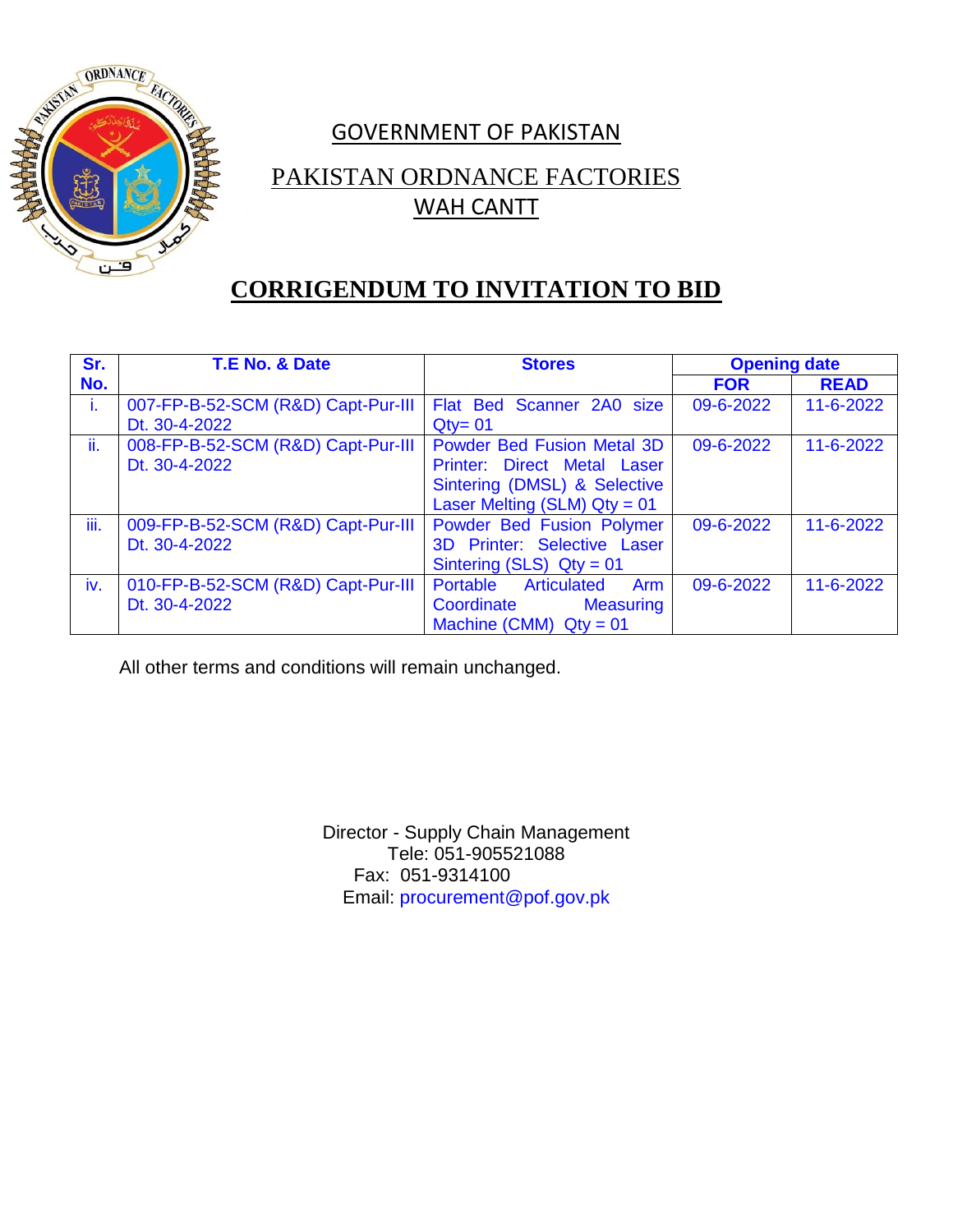# GOVERNMENT OF PAKISTAN

## PAKISTAN ORDNANCE FACTORIES
## WAH CANTT

## CORRIGENDUM TO INVITATION TO BID

| Sr. No. | T.E No. & Date | Stores | Opening date | |
|---|---|---|---|---|
| | | | FOR | READ |
| i. | 007-FP-B-52-SCM (R&D) Capt-Pur-III Dt. 30-4-2022 | Flat Bed Scanner 2A0 size Qty= 01 | 09-6-2022 | 11-6-2022 |
| ii. | 008-FP-B-52-SCM (R&D) Capt-Pur-III Dt. 30-4-2022 | Powder Bed Fusion Metal 3D Printer: Direct Metal Laser Sintering (DMSL) & Selective Laser Melting (SLM) Qty = 01 | 09-6-2022 | 11-6-2022 |
| iii. | 009-FP-B-52-SCM (R&D) Capt-Pur-III Dt. 30-4-2022 | Powder Bed Fusion Polymer 3D Printer: Selective Laser Sintering (SLS) Qty = 01 | 09-6-2022 | 11-6-2022 |
| iv. | 010-FP-B-52-SCM (R&D) Capt-Pur-III Dt. 30-4-2022 | Portable Articulated Arm Coordinate Measuring Machine (CMM) Qty = 01 | 09-6-2022 | 11-6-2022 |

All other terms and conditions will remain unchanged.

Director - Supply Chain Management
Tele: 051-905521088
Fax: 051-9314100
Email: procurement@pof.gov.pk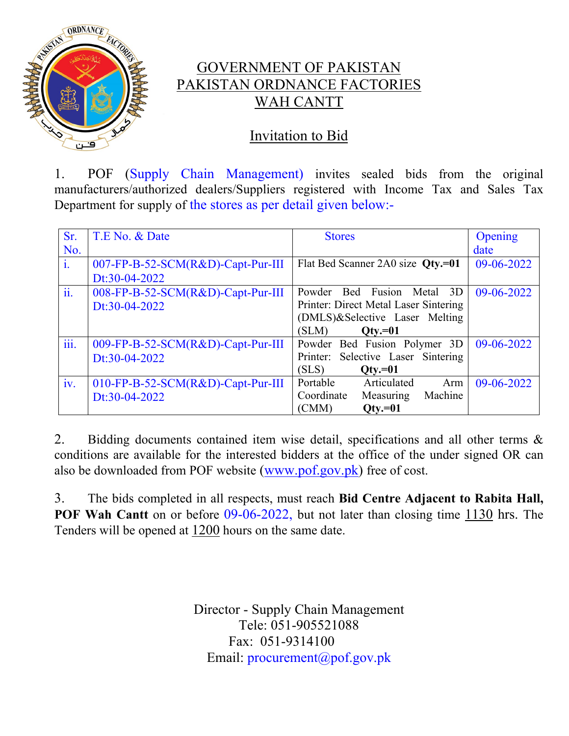# GOVERNMENT OF PAKISTAN
# PAKISTAN ORDNANCE FACTORIES
# WAH CANTT

## Invitation to Bid

1. POF (Supply Chain Management) invites sealed bids from the original manufacturers/authorized dealers/Suppliers registered with Income Tax and Sales Tax Department for supply of the stores as per detail given below:-

| Sr. No. | T.E No. & Date | Stores | Opening date |
|---|---|---|---|
| i. | 007-FP-B-52-SCM(R&D)-Capt-Pur-III Dt:30-04-2022 | Flat Bed Scanner 2A0 size **Qty.=01** | 09-06-2022 |
| ii. | 008-FP-B-52-SCM(R&D)-Capt-Pur-III Dt:30-04-2022 | Powder Bed Fusion Metal 3D Printer: Direct Metal Laser Sintering (DMLS)&Selective Laser Melting (SLM) **Qty.=01** | 09-06-2022 |
| iii. | 009-FP-B-52-SCM(R&D)-Capt-Pur-III Dt:30-04-2022 | Powder Bed Fusion Polymer 3D Printer: Selective Laser Sintering (SLS) **Qty.=01** | 09-06-2022 |
| iv. | 010-FP-B-52-SCM(R&D)-Capt-Pur-III Dt:30-04-2022 | Portable Articulated Arm Coordinate Measuring Machine (CMM) **Qty.=01** | 09-06-2022 |

2. Bidding documents contained item wise detail, specifications and all other terms & conditions are available for the interested bidders at the office of the under signed OR can also be downloaded from POF website (www.pof.gov.pk) free of cost.

3. The bids completed in all respects, must reach **Bid Centre Adjacent to Rabita Hall, POF Wah Cantt** on or before 09-06-2022, but not later than closing time 1130 hrs. The Tenders will be opened at 1200 hours on the same date.

Director - Supply Chain Management
Tele: 051-905521088
Fax: 051-9314100
Email: procurement@pof.gov.pk